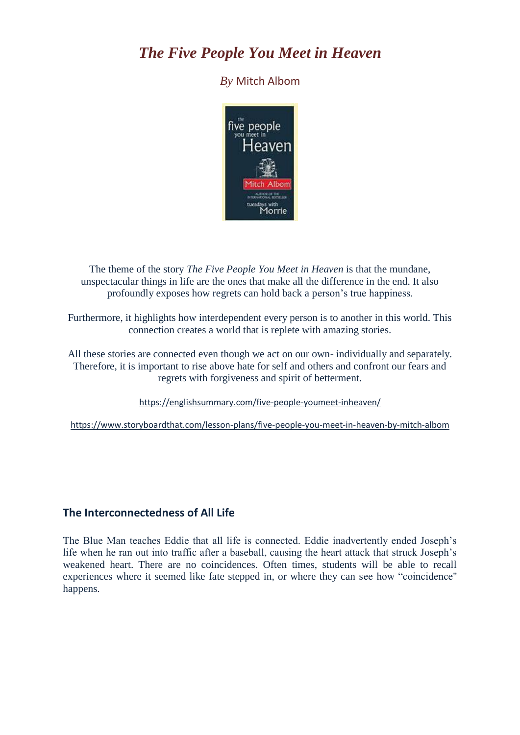# *The Five People You Meet in Heaven*

*By* Mitch Albom

The theme of the story *The Five People You Meet in Heaven* is that the mundane, unspectacular things in life are the ones that make all the difference in the end. It also profoundly exposes how regrets can hold back a person's true happiness.

Furthermore, it highlights how interdependent every person is to another in this world. This connection creates a world that is replete with amazing stories.

All these stories are connected even though we act on our own- individually and separately. Therefore, it is important to rise above hate for self and others and confront our fears and regrets with forgiveness and spirit of betterment.

https://englishsummary.com/five-people-youmeet-inheaven/

https://www.storyboardthat.com/lesson-plans/five-people-you-meet-in-heaven-by-mitch-albom

### The Interconnectedness of All Life

The Blue Man teaches Eddie that all life is connected. Eddie inadvertently ended Joseph's life when he ran out into traffic after a baseball, causing the heart attack that struck Joseph's weakened heart. There are no coincidences. Often times, students will be able to recall experiences where it seemed like fate stepped in, or where they can see how "coincidence" happens.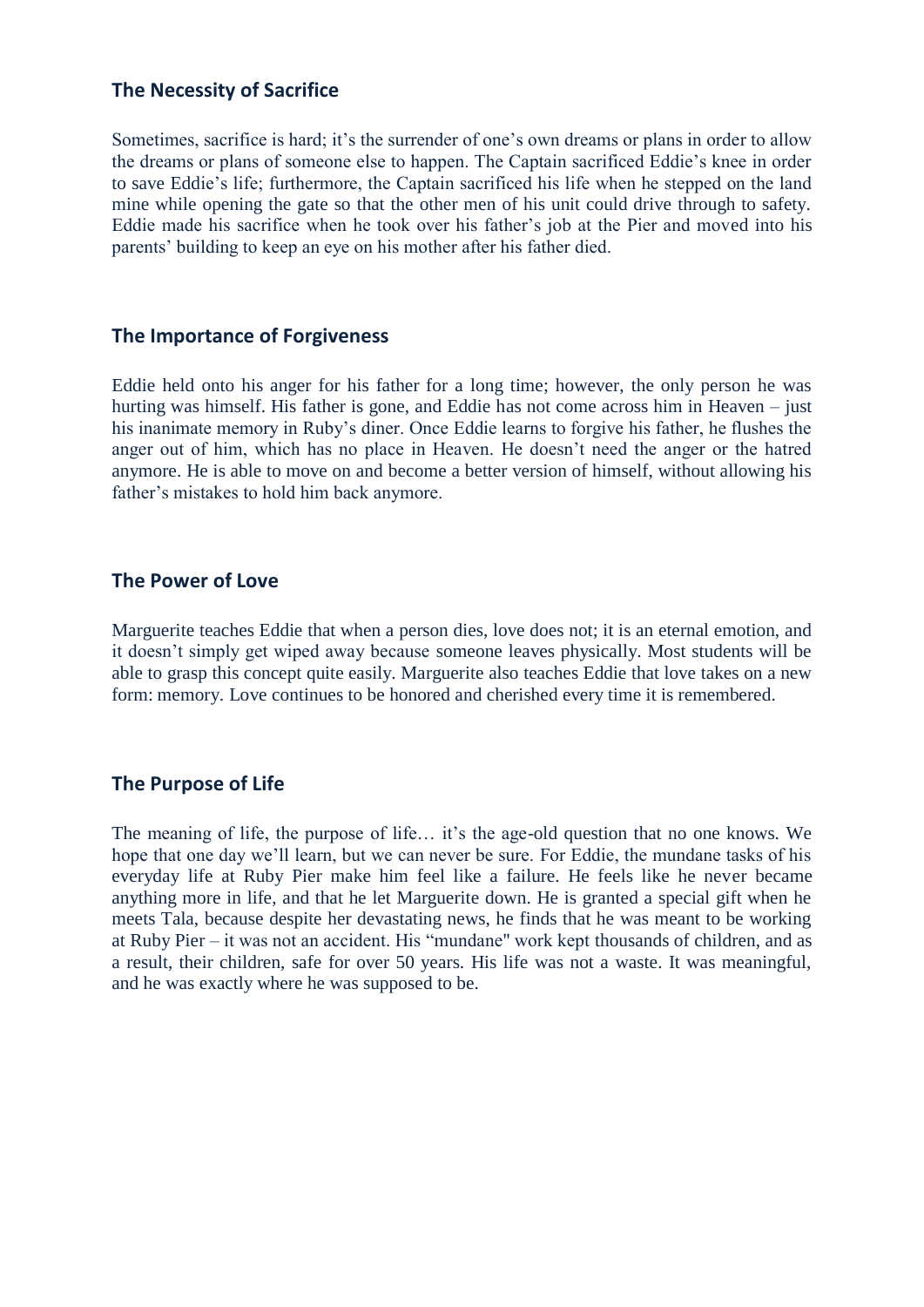## The Necessity of Sacrifice

Sometimes, sacrifice is hard; it's the surrender of one's own dreams or plans in order to allow the dreams or plans of someone else to happen. The Captain sacrificed Eddie's knee in order to save Eddie's life; furthermore, the Captain sacrificed his life when he stepped on the land mine while opening the gate so that the other men of his unit could drive through to safety. Eddie made his sacrifice when he took over his father's job at the Pier and moved into his parents' building to keep an eye on his mother after his father died.

## The Importance of Forgiveness

Eddie held onto his anger for his father for a long time; however, the only person he was hurting was himself. His father is gone, and Eddie has not come across him in Heaven – just his inanimate memory in Ruby's diner. Once Eddie learns to forgive his father, he flushes the anger out of him, which has no place in Heaven. He doesn't need the anger or the hatred anymore. He is able to move on and become a better version of himself, without allowing his father's mistakes to hold him back anymore.

## The Power of Love

Marguerite teaches Eddie that when a person dies, love does not; it is an eternal emotion, and it doesn't simply get wiped away because someone leaves physically. Most students will be able to grasp this concept quite easily. Marguerite also teaches Eddie that love takes on a new form: memory. Love continues to be honored and cherished every time it is remembered.

## The Purpose of Life

The meaning of life, the purpose of life… it's the age-old question that no one knows. We hope that one day we'll learn, but we can never be sure. For Eddie, the mundane tasks of his everyday life at Ruby Pier make him feel like a failure. He feels like he never became anything more in life, and that he let Marguerite down. He is granted a special gift when he meets Tala, because despite her devastating news, he finds that he was meant to be working at Ruby Pier – it was not an accident. His "mundane" work kept thousands of children, and as a result, their children, safe for over 50 years. His life was not a waste. It was meaningful, and he was exactly where he was supposed to be.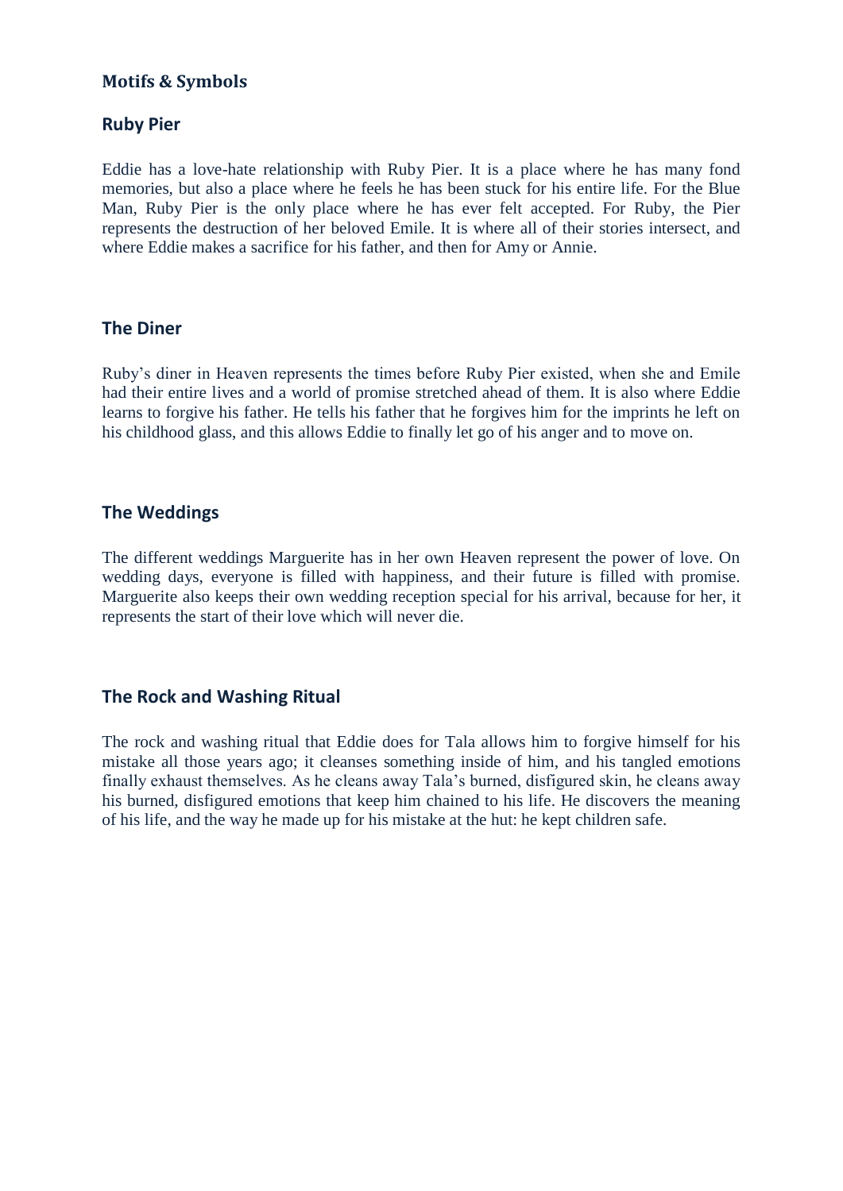## Motifs & Symbols

### Ruby Pier

Eddie has a love-hate relationship with Ruby Pier. It is a place where he has many fond memories, but also a place where he feels he has been stuck for his entire life. For the Blue Man, Ruby Pier is the only place where he has ever felt accepted. For Ruby, the Pier represents the destruction of her beloved Emile. It is where all of their stories intersect, and where Eddie makes a sacrifice for his father, and then for Amy or Annie.

### The Diner

Ruby's diner in Heaven represents the times before Ruby Pier existed, when she and Emile had their entire lives and a world of promise stretched ahead of them. It is also where Eddie learns to forgive his father. He tells his father that he forgives him for the imprints he left on his childhood glass, and this allows Eddie to finally let go of his anger and to move on.

### The Weddings

The different weddings Marguerite has in her own Heaven represent the power of love. On wedding days, everyone is filled with happiness, and their future is filled with promise. Marguerite also keeps their own wedding reception special for his arrival, because for her, it represents the start of their love which will never die.

### The Rock and Washing Ritual

The rock and washing ritual that Eddie does for Tala allows him to forgive himself for his mistake all those years ago; it cleanses something inside of him, and his tangled emotions finally exhaust themselves. As he cleans away Tala's burned, disfigured skin, he cleans away his burned, disfigured emotions that keep him chained to his life. He discovers the meaning of his life, and the way he made up for his mistake at the hut: he kept children safe.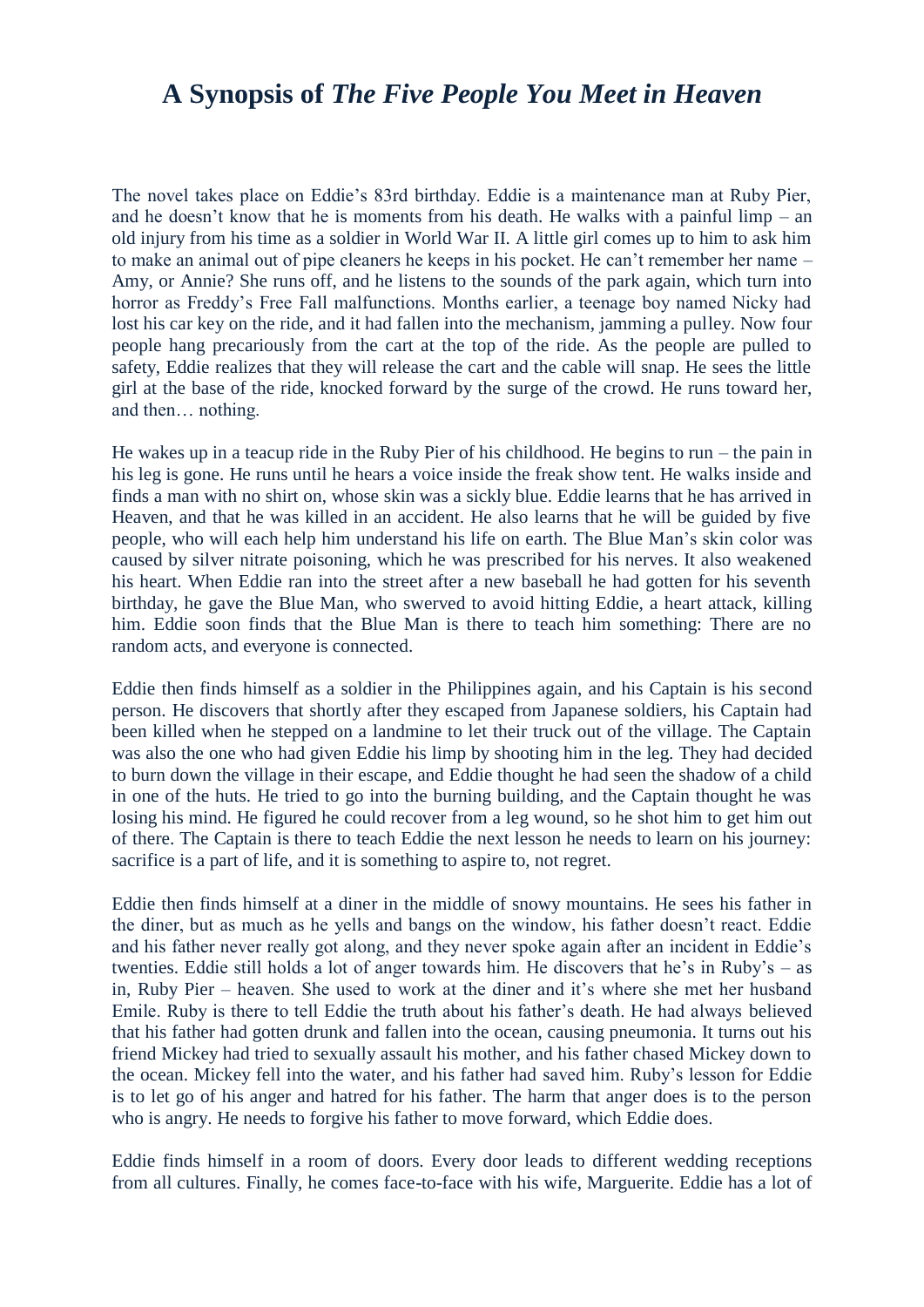# A Synopsis of *The Five People You Meet in Heaven*

The novel takes place on Eddie's 83rd birthday. Eddie is a maintenance man at Ruby Pier, and he doesn't know that he is moments from his death. He walks with a painful limp – an old injury from his time as a soldier in World War II. A little girl comes up to him to ask him to make an animal out of pipe cleaners he keeps in his pocket. He can't remember her name – Amy, or Annie? She runs off, and he listens to the sounds of the park again, which turn into horror as Freddy's Free Fall malfunctions. Months earlier, a teenage boy named Nicky had lost his car key on the ride, and it had fallen into the mechanism, jamming a pulley. Now four people hang precariously from the cart at the top of the ride. As the people are pulled to safety, Eddie realizes that they will release the cart and the cable will snap. He sees the little girl at the base of the ride, knocked forward by the surge of the crowd. He runs toward her, and then… nothing.

He wakes up in a teacup ride in the Ruby Pier of his childhood. He begins to run – the pain in his leg is gone. He runs until he hears a voice inside the freak show tent. He walks inside and finds a man with no shirt on, whose skin was a sickly blue. Eddie learns that he has arrived in Heaven, and that he was killed in an accident. He also learns that he will be guided by five people, who will each help him understand his life on earth. The Blue Man's skin color was caused by silver nitrate poisoning, which he was prescribed for his nerves. It also weakened his heart. When Eddie ran into the street after a new baseball he had gotten for his seventh birthday, he gave the Blue Man, who swerved to avoid hitting Eddie, a heart attack, killing him. Eddie soon finds that the Blue Man is there to teach him something: There are no random acts, and everyone is connected.

Eddie then finds himself as a soldier in the Philippines again, and his Captain is his second person. He discovers that shortly after they escaped from Japanese soldiers, his Captain had been killed when he stepped on a landmine to let their truck out of the village. The Captain was also the one who had given Eddie his limp by shooting him in the leg. They had decided to burn down the village in their escape, and Eddie thought he had seen the shadow of a child in one of the huts. He tried to go into the burning building, and the Captain thought he was losing his mind. He figured he could recover from a leg wound, so he shot him to get him out of there. The Captain is there to teach Eddie the next lesson he needs to learn on his journey: sacrifice is a part of life, and it is something to aspire to, not regret.

Eddie then finds himself at a diner in the middle of snowy mountains. He sees his father in the diner, but as much as he yells and bangs on the window, his father doesn't react. Eddie and his father never really got along, and they never spoke again after an incident in Eddie's twenties. Eddie still holds a lot of anger towards him. He discovers that he's in Ruby's – as in, Ruby Pier – heaven. She used to work at the diner and it's where she met her husband Emile. Ruby is there to tell Eddie the truth about his father's death. He had always believed that his father had gotten drunk and fallen into the ocean, causing pneumonia. It turns out his friend Mickey had tried to sexually assault his mother, and his father chased Mickey down to the ocean. Mickey fell into the water, and his father had saved him. Ruby's lesson for Eddie is to let go of his anger and hatred for his father. The harm that anger does is to the person who is angry. He needs to forgive his father to move forward, which Eddie does.

Eddie finds himself in a room of doors. Every door leads to different wedding receptions from all cultures. Finally, he comes face-to-face with his wife, Marguerite. Eddie has a lot of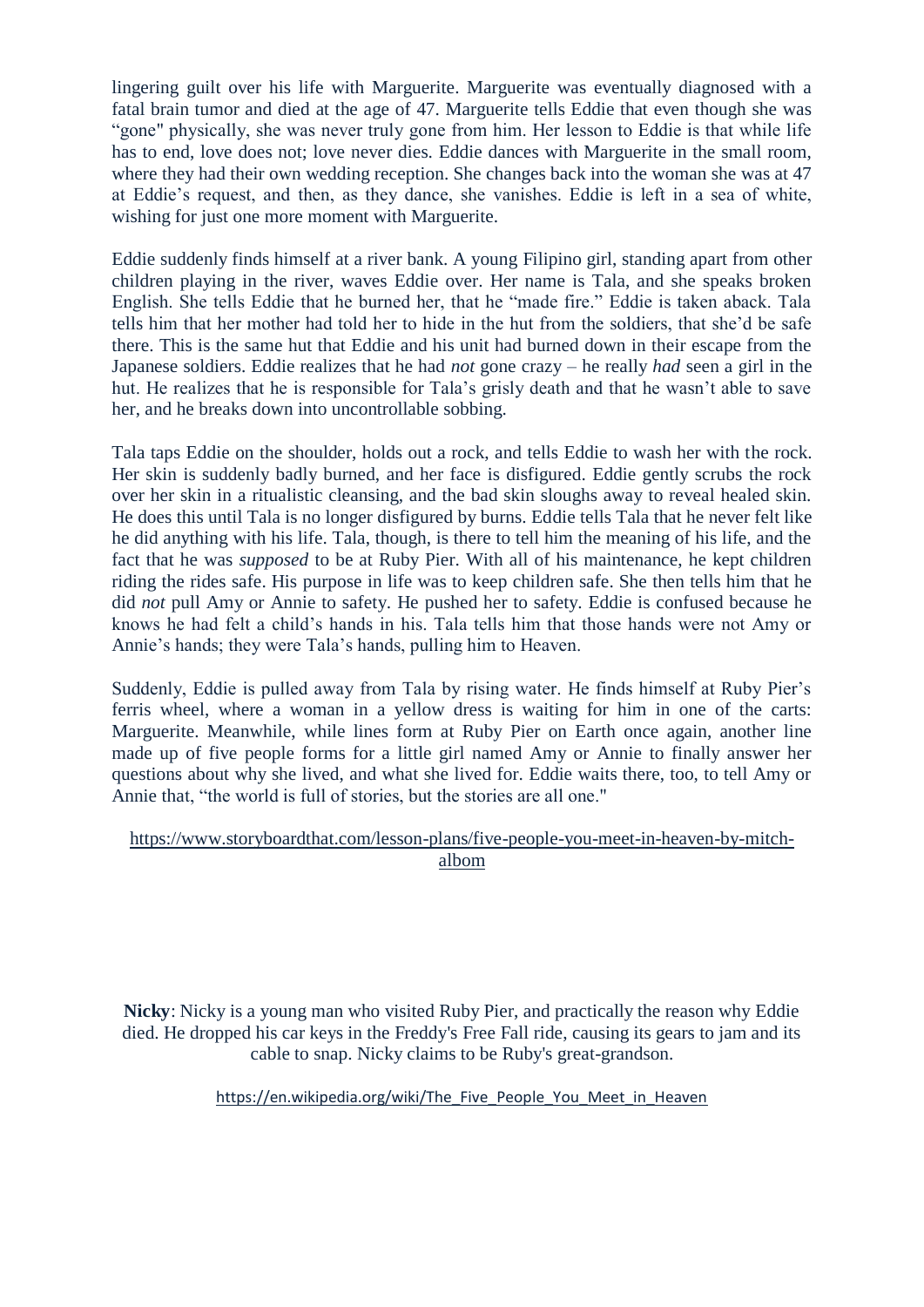lingering guilt over his life with Marguerite. Marguerite was eventually diagnosed with a fatal brain tumor and died at the age of 47. Marguerite tells Eddie that even though she was "gone" physically, she was never truly gone from him. Her lesson to Eddie is that while life has to end, love does not; love never dies. Eddie dances with Marguerite in the small room, where they had their own wedding reception. She changes back into the woman she was at 47 at Eddie's request, and then, as they dance, she vanishes. Eddie is left in a sea of white, wishing for just one more moment with Marguerite.

Eddie suddenly finds himself at a river bank. A young Filipino girl, standing apart from other children playing in the river, waves Eddie over. Her name is Tala, and she speaks broken English. She tells Eddie that he burned her, that he "made fire." Eddie is taken aback. Tala tells him that her mother had told her to hide in the hut from the soldiers, that she'd be safe there. This is the same hut that Eddie and his unit had burned down in their escape from the Japanese soldiers. Eddie realizes that he had *not* gone crazy – he really *had* seen a girl in the hut. He realizes that he is responsible for Tala's grisly death and that he wasn't able to save her, and he breaks down into uncontrollable sobbing.

Tala taps Eddie on the shoulder, holds out a rock, and tells Eddie to wash her with the rock. Her skin is suddenly badly burned, and her face is disfigured. Eddie gently scrubs the rock over her skin in a ritualistic cleansing, and the bad skin sloughs away to reveal healed skin. He does this until Tala is no longer disfigured by burns. Eddie tells Tala that he never felt like he did anything with his life. Tala, though, is there to tell him the meaning of his life, and the fact that he was *supposed* to be at Ruby Pier. With all of his maintenance, he kept children riding the rides safe. His purpose in life was to keep children safe. She then tells him that he did *not* pull Amy or Annie to safety. He pushed her to safety. Eddie is confused because he knows he had felt a child's hands in his. Tala tells him that those hands were not Amy or Annie's hands; they were Tala's hands, pulling him to Heaven.

Suddenly, Eddie is pulled away from Tala by rising water. He finds himself at Ruby Pier's ferris wheel, where a woman in a yellow dress is waiting for him in one of the carts: Marguerite. Meanwhile, while lines form at Ruby Pier on Earth once again, another line made up of five people forms for a little girl named Amy or Annie to finally answer her questions about why she lived, and what she lived for. Eddie waits there, too, to tell Amy or Annie that, "the world is full of stories, but the stories are all one."

https://www.storyboardthat.com/lesson-plans/five-people-you-meet-in-heaven-by-mitch-albom

**Nicky**: Nicky is a young man who visited Ruby Pier, and practically the reason why Eddie died. He dropped his car keys in the Freddy's Free Fall ride, causing its gears to jam and its cable to snap. Nicky claims to be Ruby's great-grandson.

https://en.wikipedia.org/wiki/The_Five_People_You_Meet_in_Heaven